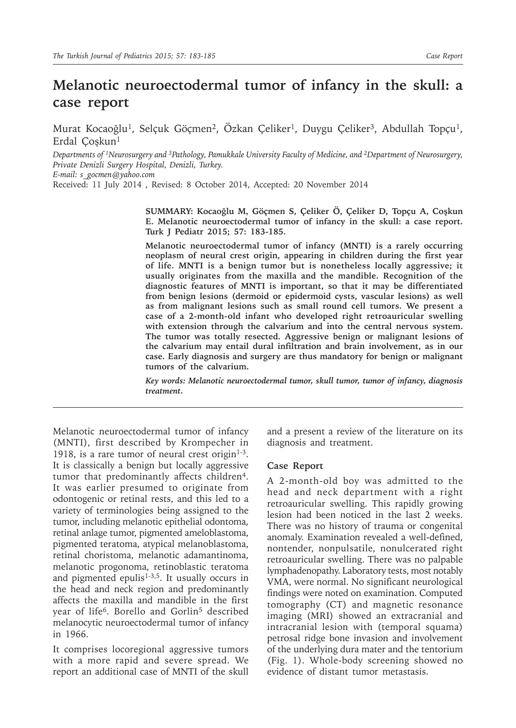# Melanotic neuroectodermal tumor of infancy in the skull: a case report

Murat Kocaoğlu[1], Selçuk Göçmen[2], Özkan Çeliker[1], Duygu Çeliker[3], Abdullah Topçu[1], Erdal Çoşkun[1]

*Departments of [1]Neurosurgery and [3]Pathology, Pamukkale University Faculty of Medicine, and [2]Department of Neurosurgery, Private Denizli Surgery Hospital, Denizli, Turkey.*
*E-mail: s_gocmen@yahoo.com*

Received: 11 July 2014 , Revised: 8 October 2014, Accepted: 20 November 2014

**SUMMARY: Kocaoğlu M, Göçmen S, Çeliker Ö, Çeliker D, Topçu A, Coşkun E. Melanotic neuroectodermal tumor of infancy in the skull: a case report. Turk J Pediatr 2015; 57: 183-185.**

**Melanotic neuroectodermal tumor of infancy (MNTI) is a rarely occurring neoplasm of neural crest origin, appearing in children during the first year of life. MNTI is a benign tumor but is nonetheless locally aggressive; it usually originates from the maxilla and the mandible. Recognition of the diagnostic features of MNTI is important, so that it may be differentiated from benign lesions (dermoid or epidermoid cysts, vascular lesions) as well as from malignant lesions such as small round cell tumors. We present a case of a 2-month-old infant who developed right retroauricular swelling with extension through the calvarium and into the central nervous system. The tumor was totally resected. Aggressive benign or malignant lesions of the calvarium may entail dural infiltration and brain involvement, as in our case. Early diagnosis and surgery are thus mandatory for benign or malignant tumors of the calvarium.**

***Key words: Melanotic neuroectodermal tumor, skull tumor, tumor of infancy, diagnosis treatment.***

---

Melanotic neuroectodermal tumor of infancy (MNTI), first described by Krompecher in 1918, is a rare tumor of neural crest origin[1-3]. It is classically a benign but locally aggressive tumor that predominantly affects children[4]. It was earlier presumed to originate from odontogenic or retinal rests, and this led to a variety of terminologies being assigned to the tumor, including melanotic epithelial odontoma, retinal anlage tumor, pigmented ameloblastoma, pigmented teratoma, atypical melanoblastoma, retinal choristoma, melanotic adamantinoma, melanotic progonoma, retinoblastic teratoma and pigmented epulis[1-3,5]. It usually occurs in the head and neck region and predominantly affects the maxilla and mandible in the first year of life[6]. Borello and Gorlin[5] described melanocytic neuroectodermal tumor of infancy in 1966.

It comprises locoregional aggressive tumors with a more rapid and severe spread. We report an additional case of MNTI of the skull and a present a review of the literature on its diagnosis and treatment.

## Case Report

A 2-month-old boy was admitted to the head and neck department with a right retroauricular swelling. This rapidly growing lesion had been noticed in the last 2 weeks. There was no history of trauma or congenital anomaly. Examination revealed a well-defined, nontender, nonpulsatile, nonulcerated right retroauricular swelling. There was no palpable lymphadenopathy. Laboratory tests, most notably VMA, were normal. No significant neurological findings were noted on examination. Computed tomography (CT) and magnetic resonance imaging (MRI) showed an extracranial and intracranial lesion with (temporal squama) petrosal ridge bone invasion and involvement of the underlying dura mater and the tentorium (Fig. 1). Whole-body screening showed no evidence of distant tumor metastasis.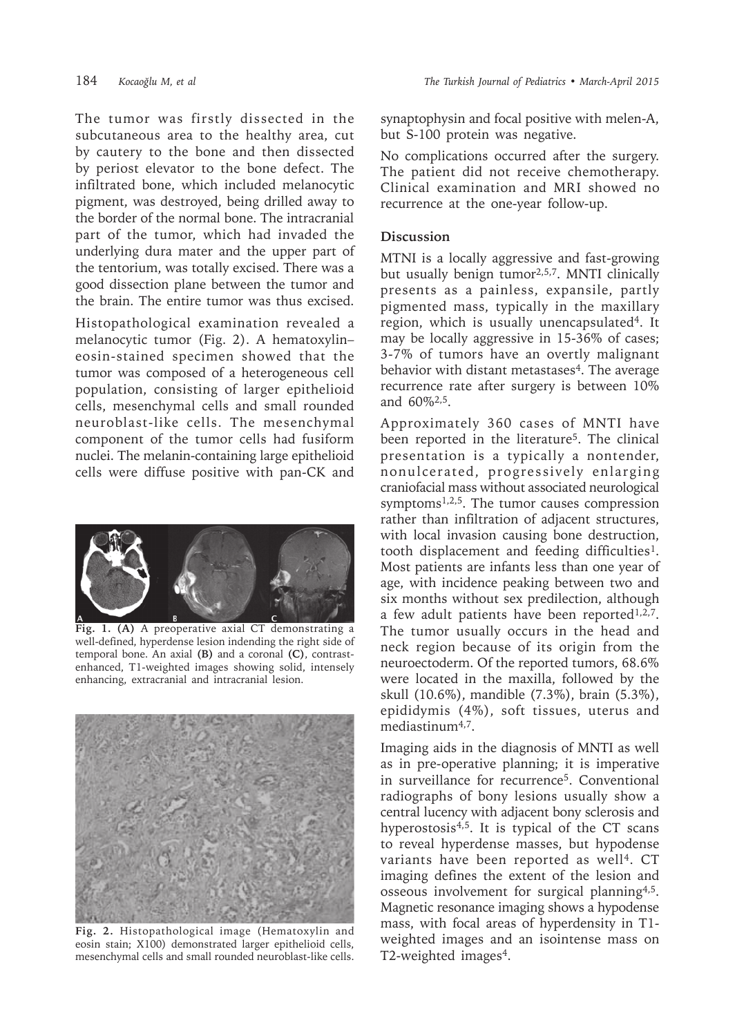The tumor was firstly dissected in the subcutaneous area to the healthy area, cut by cautery to the bone and then dissected by periost elevator to the bone defect. The infiltrated bone, which included melanocytic pigment, was destroyed, being drilled away to the border of the normal bone. The intracranial part of the tumor, which had invaded the underlying dura mater and the upper part of the tentorium, was totally excised. There was a good dissection plane between the tumor and the brain. The entire tumor was thus excised.

Histopathological examination revealed a melanocytic tumor (Fig. 2). A hematoxylin–eosin-stained specimen showed that the tumor was composed of a heterogeneous cell population, consisting of larger epithelioid cells, mesenchymal cells and small rounded neuroblast-like cells. The mesenchymal component of the tumor cells had fusiform nuclei. The melanin-containing large epithelioid cells were diffuse positive with pan-CK and synaptophysin and focal positive with melen-A, but S-100 protein was negative.

**Fig. 1. (A)** A preoperative axial CT demonstrating a well-defined, hyperdense lesion indending the right side of temporal bone. An axial **(B)** and a coronal **(C)**, contrast-enhanced, T1-weighted images showing solid, intensely enhancing, extracranial and intracranial lesion.

**Fig. 2.** Histopathological image (Hematoxylin and eosin stain; X100) demonstrated larger epithelioid cells, mesenchymal cells and small rounded neuroblast-like cells.

No complications occurred after the surgery. The patient did not receive chemotherapy. Clinical examination and MRI showed no recurrence at the one-year follow-up.

## Discussion

MTNI is a locally aggressive and fast-growing but usually benign tumor[2,5,7]. MNTI clinically presents as a painless, expansile, partly pigmented mass, typically in the maxillary region, which is usually unencapsulated[4]. It may be locally aggressive in 15-36% of cases; 3-7% of tumors have an overtly malignant behavior with distant metastases[4]. The average recurrence rate after surgery is between 10% and 60%[2,5].

Approximately 360 cases of MNTI have been reported in the literature[5]. The clinical presentation is a typically a nontender, nonulcerated, progressively enlarging craniofacial mass without associated neurological symptoms[1,2,5]. The tumor causes compression rather than infiltration of adjacent structures, with local invasion causing bone destruction, tooth displacement and feeding difficulties[1]. Most patients are infants less than one year of age, with incidence peaking between two and six months without sex predilection, although a few adult patients have been reported[1,2,7]. The tumor usually occurs in the head and neck region because of its origin from the neuroectoderm. Of the reported tumors, 68.6% were located in the maxilla, followed by the skull (10.6%), mandible (7.3%), brain (5.3%), epididymis (4%), soft tissues, uterus and mediastinum[4,7].

Imaging aids in the diagnosis of MNTI as well as in pre-operative planning; it is imperative in surveillance for recurrence[5]. Conventional radiographs of bony lesions usually show a central lucency with adjacent bony sclerosis and hyperostosis[4,5]. It is typical of the CT scans to reveal hyperdense masses, but hypodense variants have been reported as well[4]. CT imaging defines the extent of the lesion and osseous involvement for surgical planning[4,5]. Magnetic resonance imaging shows a hypodense mass, with focal areas of hyperdensity in T1-weighted images and an isointense mass on T2-weighted images[4].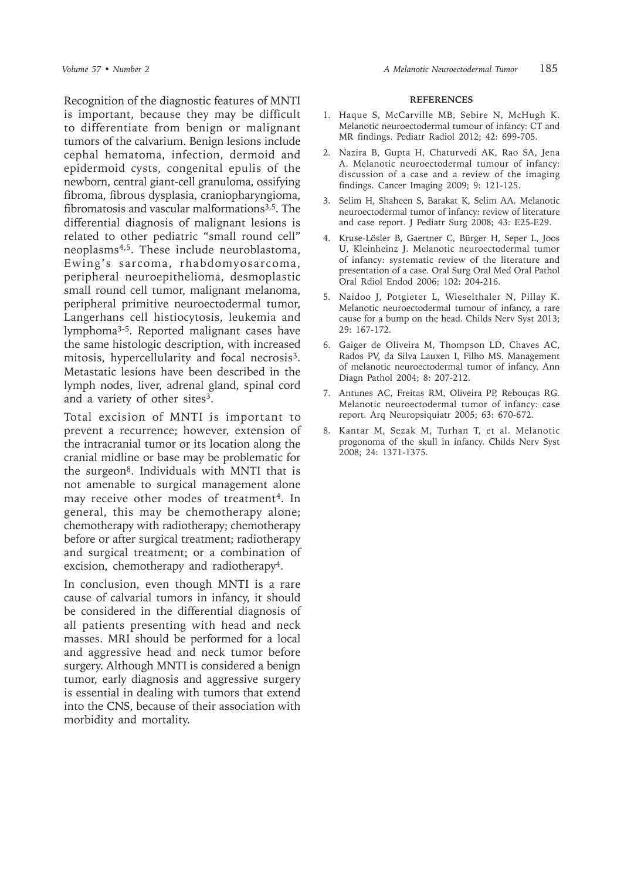Recognition of the diagnostic features of MNTI is important, because they may be difficult to differentiate from benign or malignant tumors of the calvarium. Benign lesions include cephal hematoma, infection, dermoid and epidermoid cysts, congenital epulis of the newborn, central giant-cell granuloma, ossifying fibroma, fibrous dysplasia, craniopharyngioma, fibromatosis and vascular malformations[3,5]. The differential diagnosis of malignant lesions is related to other pediatric "small round cell" neoplasms[4,5]. These include neuroblastoma, Ewing's sarcoma, rhabdomyosarcoma, peripheral neuroepithelioma, desmoplastic small round cell tumor, malignant melanoma, peripheral primitive neuroectodermal tumor, Langerhans cell histiocytosis, leukemia and lymphoma[3-5]. Reported malignant cases have the same histologic description, with increased mitosis, hypercellularity and focal necrosis[3]. Metastatic lesions have been described in the lymph nodes, liver, adrenal gland, spinal cord and a variety of other sites[3].

Total excision of MNTI is important to prevent a recurrence; however, extension of the intracranial tumor or its location along the cranial midline or base may be problematic for the surgeon[8]. Individuals with MNTI that is not amenable to surgical management alone may receive other modes of treatment[4]. In general, this may be chemotherapy alone; chemotherapy with radiotherapy; chemotherapy before or after surgical treatment; radiotherapy and surgical treatment; or a combination of excision, chemotherapy and radiotherapy[4].

In conclusion, even though MNTI is a rare cause of calvarial tumors in infancy, it should be considered in the differential diagnosis of all patients presenting with head and neck masses. MRI should be performed for a local and aggressive head and neck tumor before surgery. Although MNTI is considered a benign tumor, early diagnosis and aggressive surgery is essential in dealing with tumors that extend into the CNS, because of their association with morbidity and mortality.

## REFERENCES

1. Haque S, McCarville MB, Sebire N, McHugh K. Melanotic neuroectodermal tumour of infancy: CT and MR findings. Pediatr Radiol 2012; 42: 699-705.
2. Nazira B, Gupta H, Chaturvedi AK, Rao SA, Jena A. Melanotic neuroectodermal tumour of infancy: discussion of a case and a review of the imaging findings. Cancer Imaging 2009; 9: 121-125.
3. Selim H, Shaheen S, Barakat K, Selim AA. Melanotic neuroectodermal tumor of infancy: review of literature and case report. J Pediatr Surg 2008; 43: E25-E29.
4. Kruse-Lösler B, Gaertner C, Bürger H, Seper L, Joos U, Kleinheinz J. Melanotic neuroectodermal tumor of infancy: systematic review of the literature and presentation of a case. Oral Surg Oral Med Oral Pathol Oral Rdiol Endod 2006; 102: 204-216.
5. Naidoo J, Potgieter L, Wieselthaler N, Pillay K. Melanotic neuroectodermal tumour of infancy, a rare cause for a bump on the head. Childs Nerv Syst 2013; 29: 167-172.
6. Gaiger de Oliveira M, Thompson LD, Chaves AC, Rados PV, da Silva Lauxen I, Filho MS. Management of melanotic neuroectodermal tumor of infancy. Ann Diagn Pathol 2004; 8: 207-212.
7. Antunes AC, Freitas RM, Oliveira PP, Rebouças RG. Melanotic neuroectodermal tumor of infancy: case report. Arq Neuropsiquiatr 2005; 63: 670-672.
8. Kantar M, Sezak M, Turhan T, et al. Melanotic progonoma of the skull in infancy. Childs Nerv Syst 2008; 24: 1371-1375.